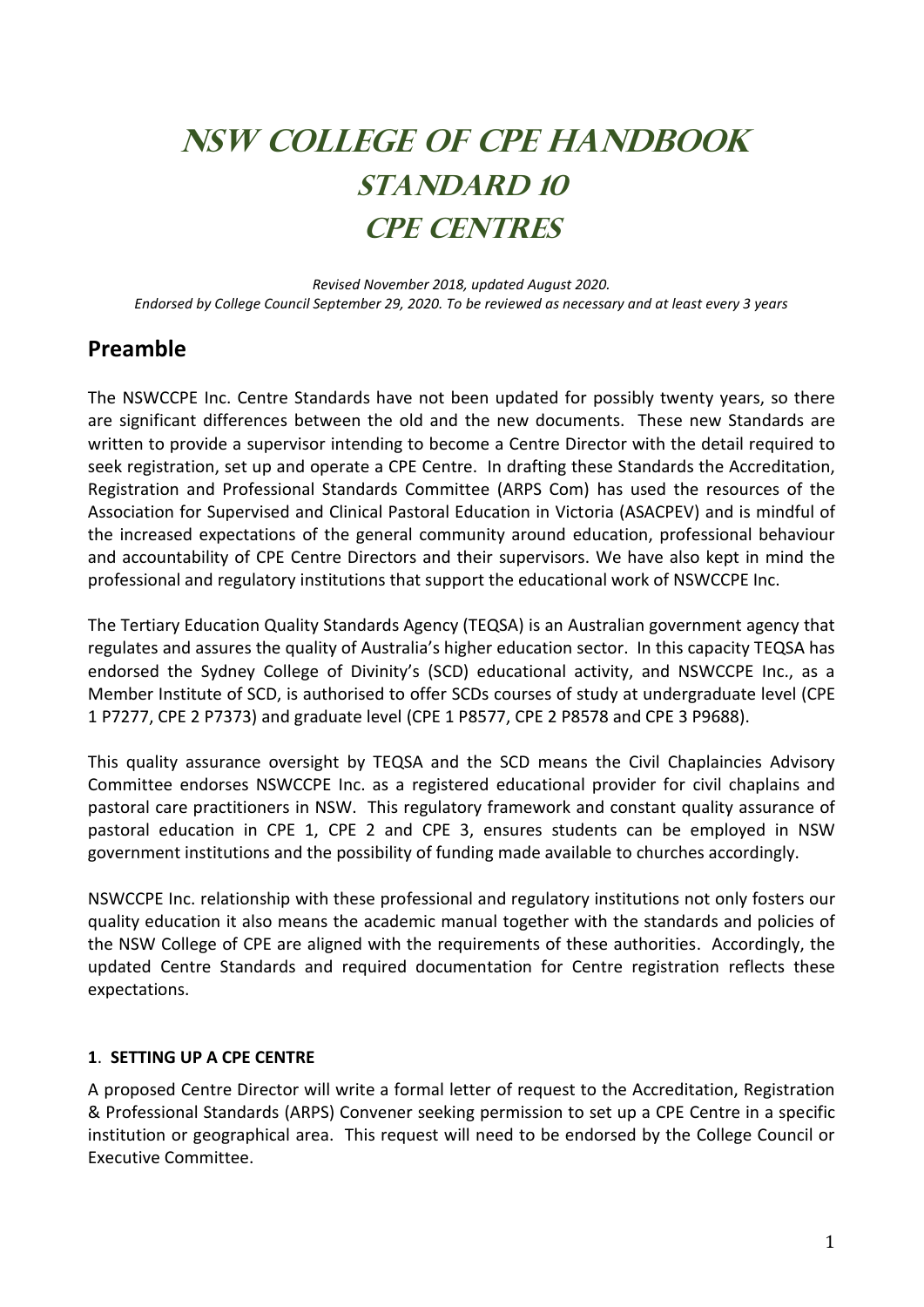# NSW College of CPE Handbook
# Standard 10
# CPE Centres

*Revised November 2018, updated August 2020.*
*Endorsed by College Council September 29, 2020. To be reviewed as necessary and at least every 3 years*

## Preamble

The NSWCCPE Inc. Centre Standards have not been updated for possibly twenty years, so there are significant differences between the old and the new documents. These new Standards are written to provide a supervisor intending to become a Centre Director with the detail required to seek registration, set up and operate a CPE Centre. In drafting these Standards the Accreditation, Registration and Professional Standards Committee (ARPS Com) has used the resources of the Association for Supervised and Clinical Pastoral Education in Victoria (ASACPEV) and is mindful of the increased expectations of the general community around education, professional behaviour and accountability of CPE Centre Directors and their supervisors. We have also kept in mind the professional and regulatory institutions that support the educational work of NSWCCPE Inc.

The Tertiary Education Quality Standards Agency (TEQSA) is an Australian government agency that regulates and assures the quality of Australia's higher education sector. In this capacity TEQSA has endorsed the Sydney College of Divinity's (SCD) educational activity, and NSWCCPE Inc., as a Member Institute of SCD, is authorised to offer SCDs courses of study at undergraduate level (CPE 1 P7277, CPE 2 P7373) and graduate level (CPE 1 P8577, CPE 2 P8578 and CPE 3 P9688).

This quality assurance oversight by TEQSA and the SCD means the Civil Chaplaincies Advisory Committee endorses NSWCCPE Inc. as a registered educational provider for civil chaplains and pastoral care practitioners in NSW. This regulatory framework and constant quality assurance of pastoral education in CPE 1, CPE 2 and CPE 3, ensures students can be employed in NSW government institutions and the possibility of funding made available to churches accordingly.

NSWCCPE Inc. relationship with these professional and regulatory institutions not only fosters our quality education it also means the academic manual together with the standards and policies of the NSW College of CPE are aligned with the requirements of these authorities. Accordingly, the updated Centre Standards and required documentation for Centre registration reflects these expectations.

**1. SETTING UP A CPE CENTRE**

A proposed Centre Director will write a formal letter of request to the Accreditation, Registration & Professional Standards (ARPS) Convener seeking permission to set up a CPE Centre in a specific institution or geographical area. This request will need to be endorsed by the College Council or Executive Committee.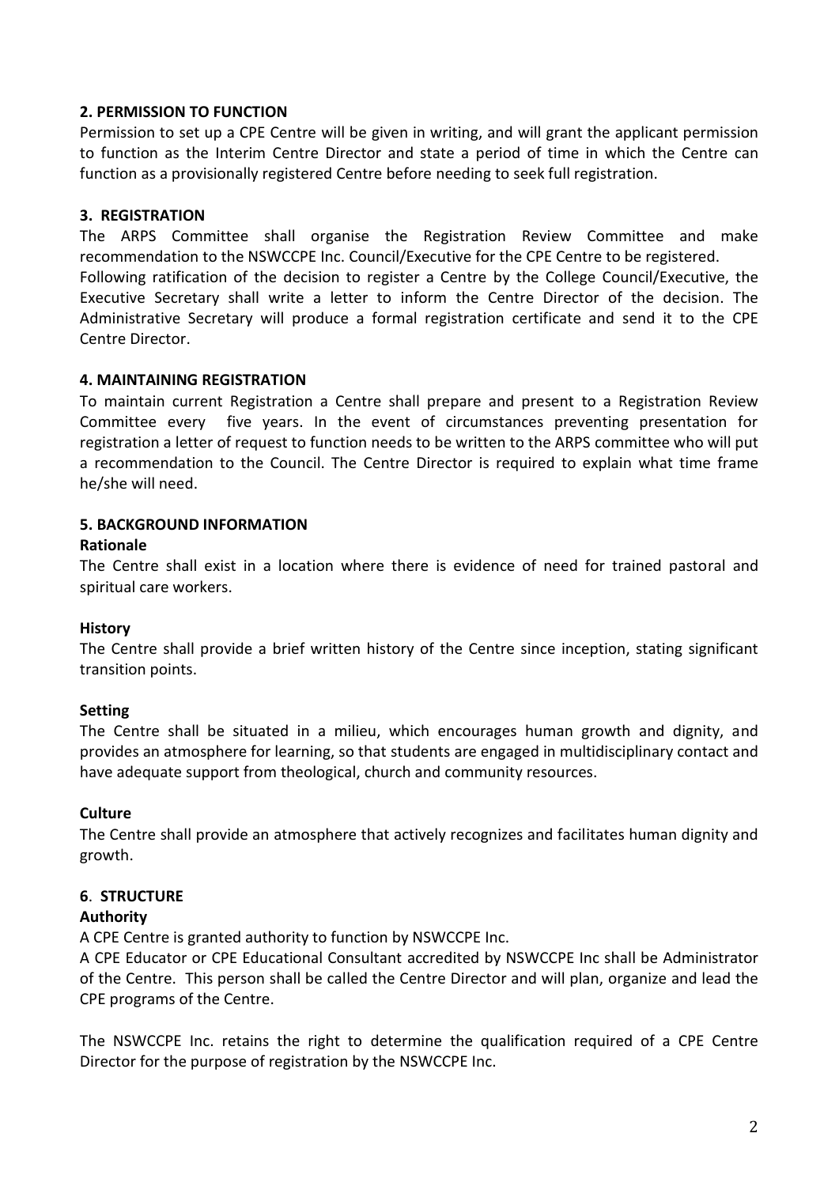**2. PERMISSION TO FUNCTION**

Permission to set up a CPE Centre will be given in writing, and will grant the applicant permission to function as the Interim Centre Director and state a period of time in which the Centre can function as a provisionally registered Centre before needing to seek full registration.

**3. REGISTRATION**

The ARPS Committee shall organise the Registration Review Committee and make recommendation to the NSWCCPE Inc. Council/Executive for the CPE Centre to be registered.
Following ratification of the decision to register a Centre by the College Council/Executive, the Executive Secretary shall write a letter to inform the Centre Director of the decision. The Administrative Secretary will produce a formal registration certificate and send it to the CPE Centre Director.

**4. MAINTAINING REGISTRATION**

To maintain current Registration a Centre shall prepare and present to a Registration Review Committee every five years. In the event of circumstances preventing presentation for registration a letter of request to function needs to be written to the ARPS committee who will put a recommendation to the Council. The Centre Director is required to explain what time frame he/she will need.

**5. BACKGROUND INFORMATION**

**Rationale**

The Centre shall exist in a location where there is evidence of need for trained pastoral and spiritual care workers.

**History**

The Centre shall provide a brief written history of the Centre since inception, stating significant transition points.

**Setting**

The Centre shall be situated in a milieu, which encourages human growth and dignity, and provides an atmosphere for learning, so that students are engaged in multidisciplinary contact and have adequate support from theological, church and community resources.

**Culture**

The Centre shall provide an atmosphere that actively recognizes and facilitates human dignity and growth.

**6. STRUCTURE**

**Authority**

A CPE Centre is granted authority to function by NSWCCPE Inc.
A CPE Educator or CPE Educational Consultant accredited by NSWCCPE Inc shall be Administrator of the Centre. This person shall be called the Centre Director and will plan, organize and lead the CPE programs of the Centre.

The NSWCCPE Inc. retains the right to determine the qualification required of a CPE Centre Director for the purpose of registration by the NSWCCPE Inc.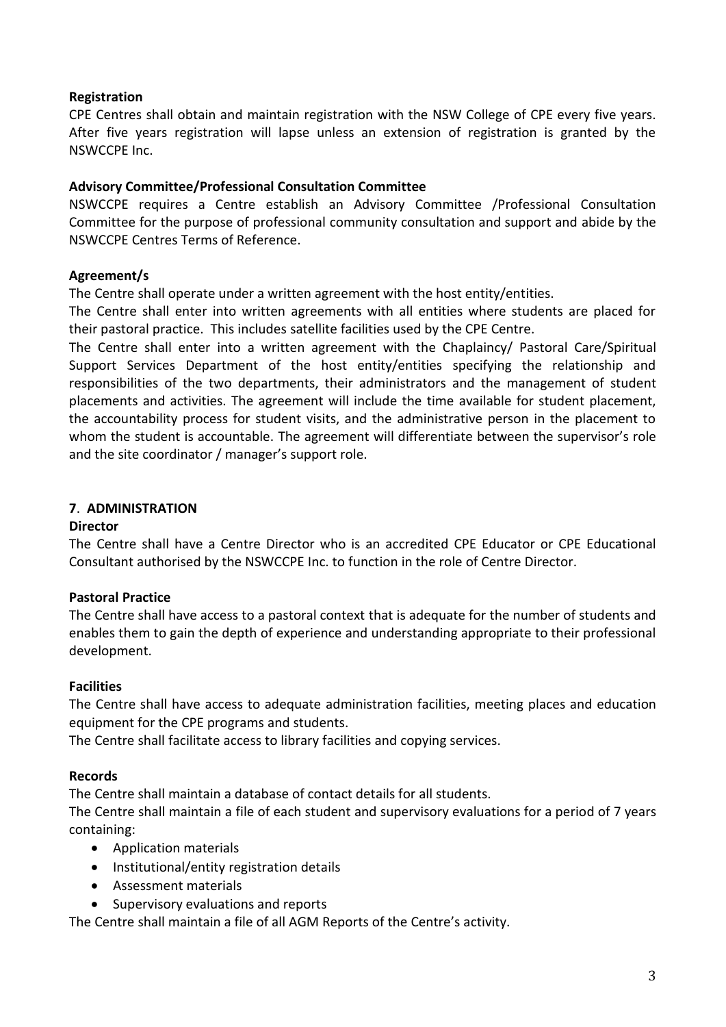**Registration**

CPE Centres shall obtain and maintain registration with the NSW College of CPE every five years. After five years registration will lapse unless an extension of registration is granted by the NSWCCPE Inc.

**Advisory Committee/Professional Consultation Committee**

NSWCCPE requires a Centre establish an Advisory Committee /Professional Consultation Committee for the purpose of professional community consultation and support and abide by the NSWCCPE Centres Terms of Reference.

**Agreement/s**

The Centre shall operate under a written agreement with the host entity/entities.

The Centre shall enter into written agreements with all entities where students are placed for their pastoral practice. This includes satellite facilities used by the CPE Centre.

The Centre shall enter into a written agreement with the Chaplaincy/ Pastoral Care/Spiritual Support Services Department of the host entity/entities specifying the relationship and responsibilities of the two departments, their administrators and the management of student placements and activities. The agreement will include the time available for student placement, the accountability process for student visits, and the administrative person in the placement to whom the student is accountable. The agreement will differentiate between the supervisor's role and the site coordinator / manager's support role.

## 7. ADMINISTRATION

**Director**

The Centre shall have a Centre Director who is an accredited CPE Educator or CPE Educational Consultant authorised by the NSWCCPE Inc. to function in the role of Centre Director.

**Pastoral Practice**

The Centre shall have access to a pastoral context that is adequate for the number of students and enables them to gain the depth of experience and understanding appropriate to their professional development.

**Facilities**

The Centre shall have access to adequate administration facilities, meeting places and education equipment for the CPE programs and students.

The Centre shall facilitate access to library facilities and copying services.

**Records**

The Centre shall maintain a database of contact details for all students.

The Centre shall maintain a file of each student and supervisory evaluations for a period of 7 years containing:

- Application materials
- Institutional/entity registration details
- Assessment materials
- Supervisory evaluations and reports

The Centre shall maintain a file of all AGM Reports of the Centre's activity.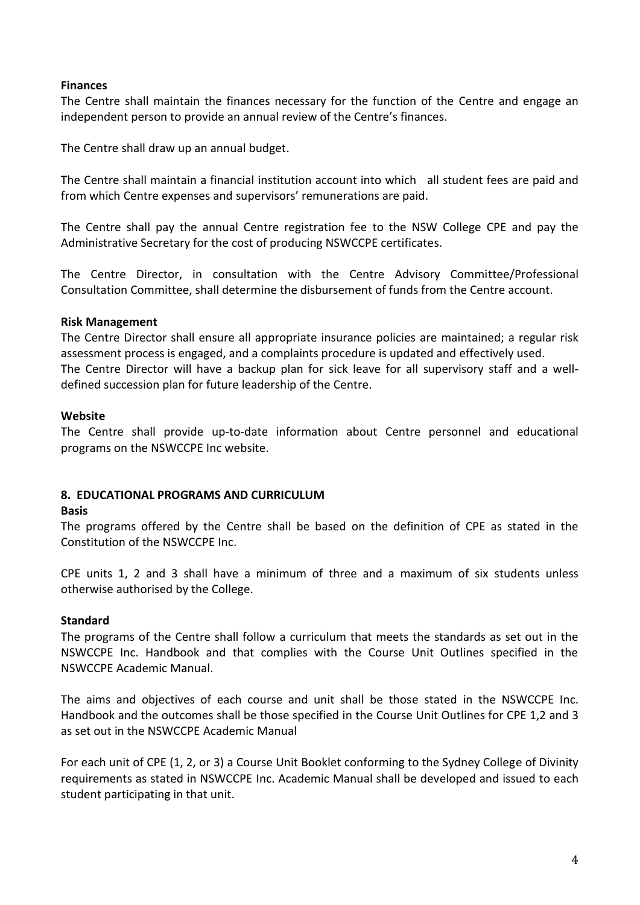**Finances**

The Centre shall maintain the finances necessary for the function of the Centre and engage an independent person to provide an annual review of the Centre's finances.

The Centre shall draw up an annual budget.

The Centre shall maintain a financial institution account into which all student fees are paid and from which Centre expenses and supervisors' remunerations are paid.

The Centre shall pay the annual Centre registration fee to the NSW College CPE and pay the Administrative Secretary for the cost of producing NSWCCPE certificates.

The Centre Director, in consultation with the Centre Advisory Committee/Professional Consultation Committee, shall determine the disbursement of funds from the Centre account.

**Risk Management**

The Centre Director shall ensure all appropriate insurance policies are maintained; a regular risk assessment process is engaged, and a complaints procedure is updated and effectively used.
The Centre Director will have a backup plan for sick leave for all supervisory staff and a well-defined succession plan for future leadership of the Centre.

**Website**

The Centre shall provide up-to-date information about Centre personnel and educational programs on the NSWCCPE Inc website.

## 8. EDUCATIONAL PROGRAMS AND CURRICULUM

**Basis**

The programs offered by the Centre shall be based on the definition of CPE as stated in the Constitution of the NSWCCPE Inc.

CPE units 1, 2 and 3 shall have a minimum of three and a maximum of six students unless otherwise authorised by the College.

**Standard**

The programs of the Centre shall follow a curriculum that meets the standards as set out in the NSWCCPE Inc. Handbook and that complies with the Course Unit Outlines specified in the NSWCCPE Academic Manual.

The aims and objectives of each course and unit shall be those stated in the NSWCCPE Inc. Handbook and the outcomes shall be those specified in the Course Unit Outlines for CPE 1,2 and 3 as set out in the NSWCCPE Academic Manual

For each unit of CPE (1, 2, or 3) a Course Unit Booklet conforming to the Sydney College of Divinity requirements as stated in NSWCCPE Inc. Academic Manual shall be developed and issued to each student participating in that unit.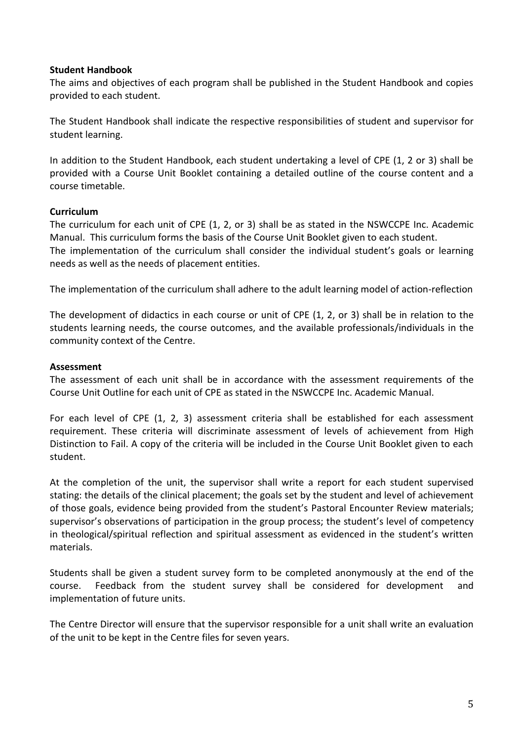**Student Handbook**

The aims and objectives of each program shall be published in the Student Handbook and copies provided to each student.

The Student Handbook shall indicate the respective responsibilities of student and supervisor for student learning.

In addition to the Student Handbook, each student undertaking a level of CPE (1, 2 or 3) shall be provided with a Course Unit Booklet containing a detailed outline of the course content and a course timetable.

**Curriculum**

The curriculum for each unit of CPE (1, 2, or 3) shall be as stated in the NSWCCPE Inc. Academic Manual. This curriculum forms the basis of the Course Unit Booklet given to each student.
The implementation of the curriculum shall consider the individual student's goals or learning needs as well as the needs of placement entities.

The implementation of the curriculum shall adhere to the adult learning model of action-reflection

The development of didactics in each course or unit of CPE (1, 2, or 3) shall be in relation to the students learning needs, the course outcomes, and the available professionals/individuals in the community context of the Centre.

**Assessment**

The assessment of each unit shall be in accordance with the assessment requirements of the Course Unit Outline for each unit of CPE as stated in the NSWCCPE Inc. Academic Manual.

For each level of CPE (1, 2, 3) assessment criteria shall be established for each assessment requirement. These criteria will discriminate assessment of levels of achievement from High Distinction to Fail. A copy of the criteria will be included in the Course Unit Booklet given to each student.

At the completion of the unit, the supervisor shall write a report for each student supervised stating: the details of the clinical placement; the goals set by the student and level of achievement of those goals, evidence being provided from the student's Pastoral Encounter Review materials; supervisor's observations of participation in the group process; the student's level of competency in theological/spiritual reflection and spiritual assessment as evidenced in the student's written materials.

Students shall be given a student survey form to be completed anonymously at the end of the course. Feedback from the student survey shall be considered for development and implementation of future units.

The Centre Director will ensure that the supervisor responsible for a unit shall write an evaluation of the unit to be kept in the Centre files for seven years.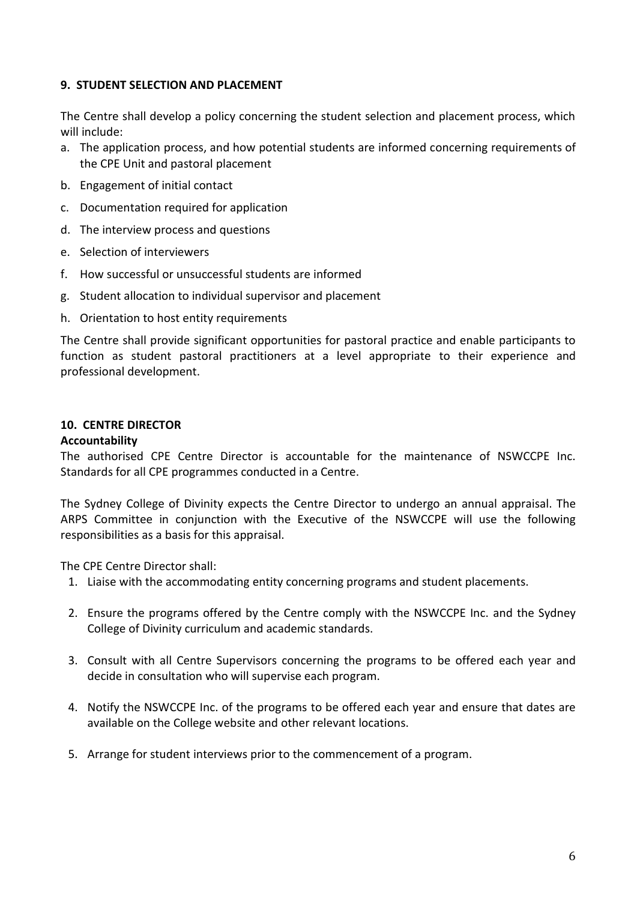## 9. STUDENT SELECTION AND PLACEMENT

The Centre shall develop a policy concerning the student selection and placement process, which will include:

a. The application process, and how potential students are informed concerning requirements of the CPE Unit and pastoral placement
b. Engagement of initial contact
c. Documentation required for application
d. The interview process and questions
e. Selection of interviewers
f. How successful or unsuccessful students are informed
g. Student allocation to individual supervisor and placement
h. Orientation to host entity requirements

The Centre shall provide significant opportunities for pastoral practice and enable participants to function as student pastoral practitioners at a level appropriate to their experience and professional development.

## 10. CENTRE DIRECTOR

**Accountability**

The authorised CPE Centre Director is accountable for the maintenance of NSWCCPE Inc. Standards for all CPE programmes conducted in a Centre.

The Sydney College of Divinity expects the Centre Director to undergo an annual appraisal. The ARPS Committee in conjunction with the Executive of the NSWCCPE will use the following responsibilities as a basis for this appraisal.

The CPE Centre Director shall:

1. Liaise with the accommodating entity concerning programs and student placements.
2. Ensure the programs offered by the Centre comply with the NSWCCPE Inc. and the Sydney College of Divinity curriculum and academic standards.
3. Consult with all Centre Supervisors concerning the programs to be offered each year and decide in consultation who will supervise each program.
4. Notify the NSWCCPE Inc. of the programs to be offered each year and ensure that dates are available on the College website and other relevant locations.
5. Arrange for student interviews prior to the commencement of a program.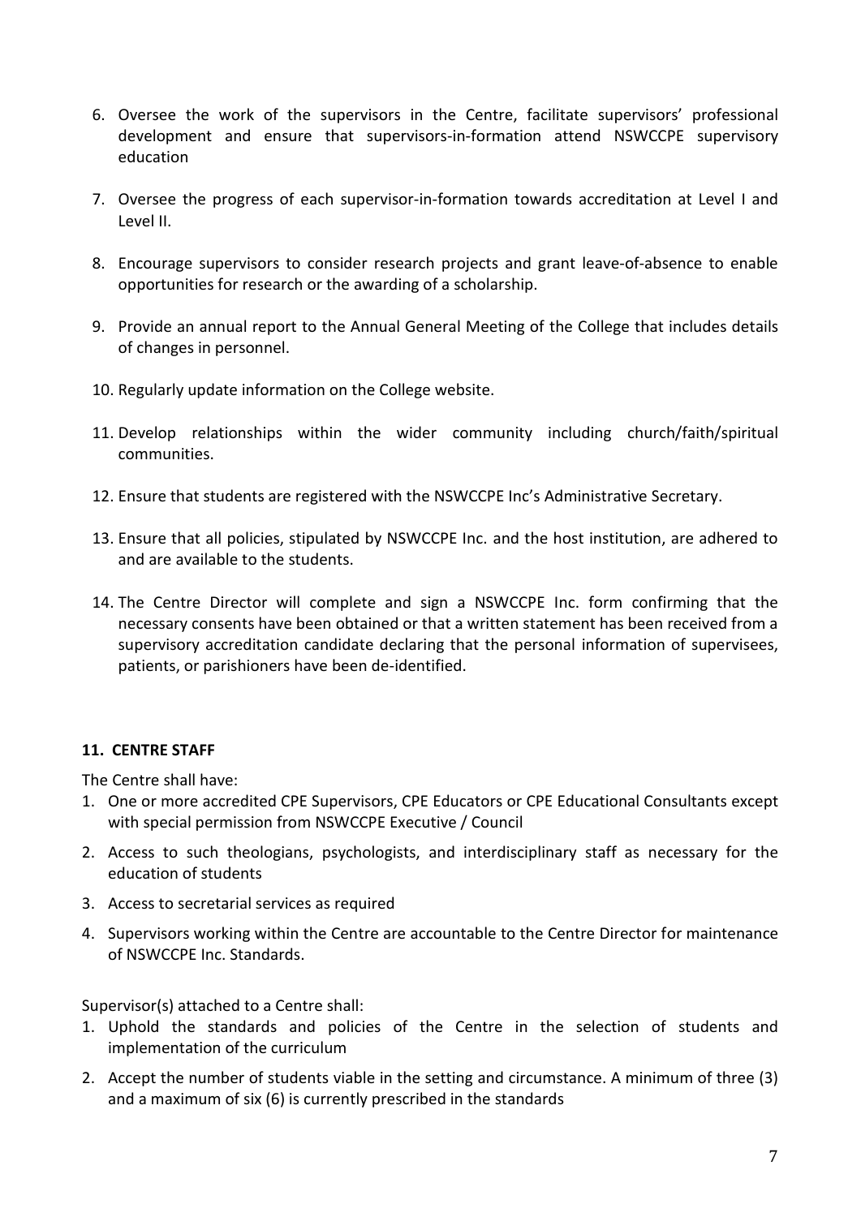6. Oversee the work of the supervisors in the Centre, facilitate supervisors' professional development and ensure that supervisors-in-formation attend NSWCCPE supervisory education

7. Oversee the progress of each supervisor-in-formation towards accreditation at Level I and Level II.

8. Encourage supervisors to consider research projects and grant leave-of-absence to enable opportunities for research or the awarding of a scholarship.

9. Provide an annual report to the Annual General Meeting of the College that includes details of changes in personnel.

10. Regularly update information on the College website.

11. Develop relationships within the wider community including church/faith/spiritual communities.

12. Ensure that students are registered with the NSWCCPE Inc's Administrative Secretary.

13. Ensure that all policies, stipulated by NSWCCPE Inc. and the host institution, are adhered to and are available to the students.

14. The Centre Director will complete and sign a NSWCCPE Inc. form confirming that the necessary consents have been obtained or that a written statement has been received from a supervisory accreditation candidate declaring that the personal information of supervisees, patients, or parishioners have been de-identified.

**11. CENTRE STAFF**

The Centre shall have:

1. One or more accredited CPE Supervisors, CPE Educators or CPE Educational Consultants except with special permission from NSWCCPE Executive / Council
2. Access to such theologians, psychologists, and interdisciplinary staff as necessary for the education of students
3. Access to secretarial services as required
4. Supervisors working within the Centre are accountable to the Centre Director for maintenance of NSWCCPE Inc. Standards.

Supervisor(s) attached to a Centre shall:

1. Uphold the standards and policies of the Centre in the selection of students and implementation of the curriculum
2. Accept the number of students viable in the setting and circumstance. A minimum of three (3) and a maximum of six (6) is currently prescribed in the standards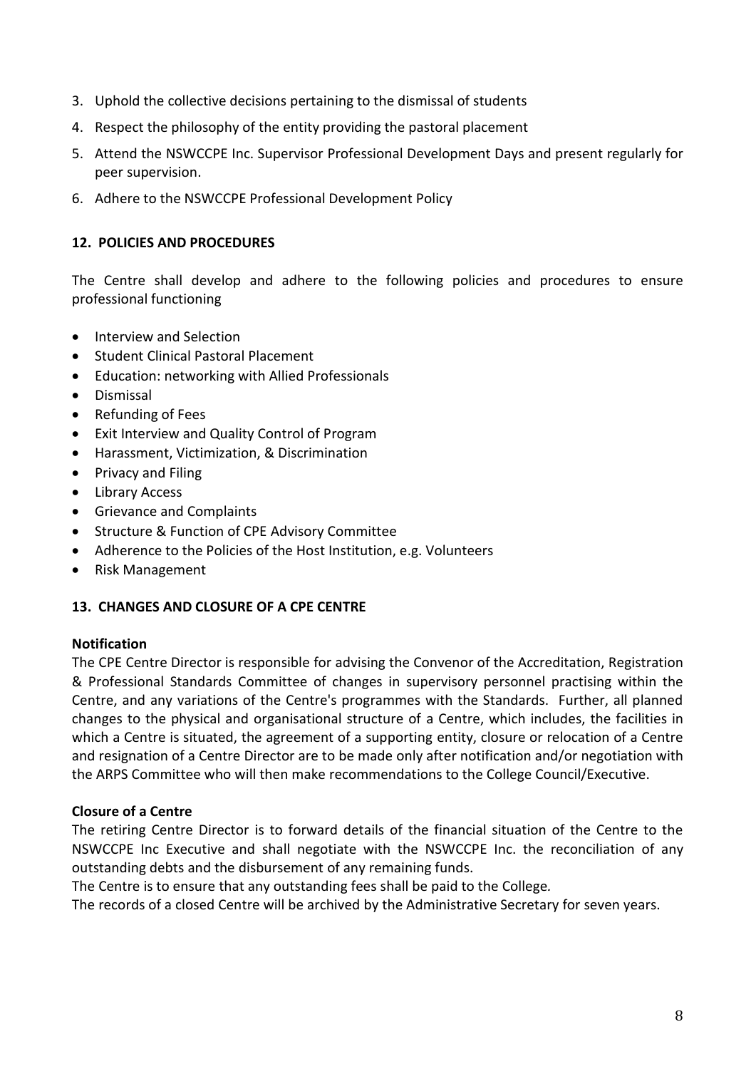3. Uphold the collective decisions pertaining to the dismissal of students
4. Respect the philosophy of the entity providing the pastoral placement
5. Attend the NSWCCPE Inc. Supervisor Professional Development Days and present regularly for peer supervision.
6. Adhere to the NSWCCPE Professional Development Policy

## 12. POLICIES AND PROCEDURES

The Centre shall develop and adhere to the following policies and procedures to ensure professional functioning

- Interview and Selection
- Student Clinical Pastoral Placement
- Education: networking with Allied Professionals
- Dismissal
- Refunding of Fees
- Exit Interview and Quality Control of Program
- Harassment, Victimization, & Discrimination
- Privacy and Filing
- Library Access
- Grievance and Complaints
- Structure & Function of CPE Advisory Committee
- Adherence to the Policies of the Host Institution, e.g. Volunteers
- Risk Management

## 13. CHANGES AND CLOSURE OF A CPE CENTRE

**Notification**

The CPE Centre Director is responsible for advising the Convenor of the Accreditation, Registration & Professional Standards Committee of changes in supervisory personnel practising within the Centre, and any variations of the Centre's programmes with the Standards. Further, all planned changes to the physical and organisational structure of a Centre, which includes, the facilities in which a Centre is situated, the agreement of a supporting entity, closure or relocation of a Centre and resignation of a Centre Director are to be made only after notification and/or negotiation with the ARPS Committee who will then make recommendations to the College Council/Executive.

**Closure of a Centre**

The retiring Centre Director is to forward details of the financial situation of the Centre to the NSWCCPE Inc Executive and shall negotiate with the NSWCCPE Inc. the reconciliation of any outstanding debts and the disbursement of any remaining funds.

The Centre is to ensure that any outstanding fees shall be paid to the College.

The records of a closed Centre will be archived by the Administrative Secretary for seven years.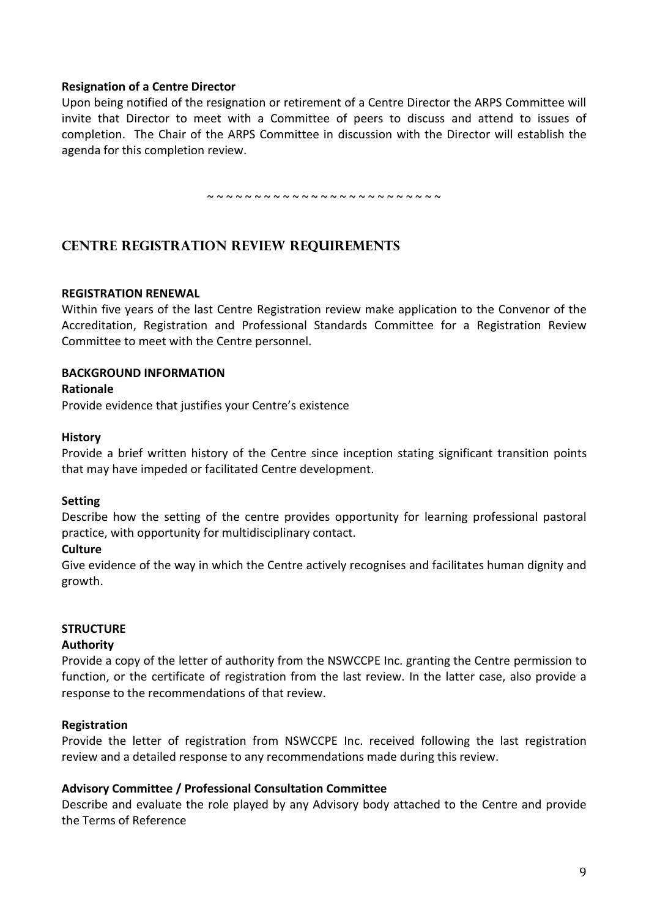**Resignation of a Centre Director**

Upon being notified of the resignation or retirement of a Centre Director the ARPS Committee will invite that Director to meet with a Committee of peers to discuss and attend to issues of completion. The Chair of the ARPS Committee in discussion with the Director will establish the agenda for this completion review.

~ ~ ~ ~ ~ ~ ~ ~ ~ ~ ~ ~ ~ ~ ~ ~ ~ ~ ~ ~ ~ ~ ~ ~ ~ ~ ~

## CENTRE REGISTRATION REVIEW REQUIREMENTS

**REGISTRATION RENEWAL**

Within five years of the last Centre Registration review make application to the Convenor of the Accreditation, Registration and Professional Standards Committee for a Registration Review Committee to meet with the Centre personnel.

**BACKGROUND INFORMATION**

**Rationale**

Provide evidence that justifies your Centre's existence

**History**

Provide a brief written history of the Centre since inception stating significant transition points that may have impeded or facilitated Centre development.

**Setting**

Describe how the setting of the centre provides opportunity for learning professional pastoral practice, with opportunity for multidisciplinary contact.

**Culture**

Give evidence of the way in which the Centre actively recognises and facilitates human dignity and growth.

**STRUCTURE**

**Authority**

Provide a copy of the letter of authority from the NSWCCPE Inc. granting the Centre permission to function, or the certificate of registration from the last review. In the latter case, also provide a response to the recommendations of that review.

**Registration**

Provide the letter of registration from NSWCCPE Inc. received following the last registration review and a detailed response to any recommendations made during this review.

**Advisory Committee / Professional Consultation Committee**

Describe and evaluate the role played by any Advisory body attached to the Centre and provide the Terms of Reference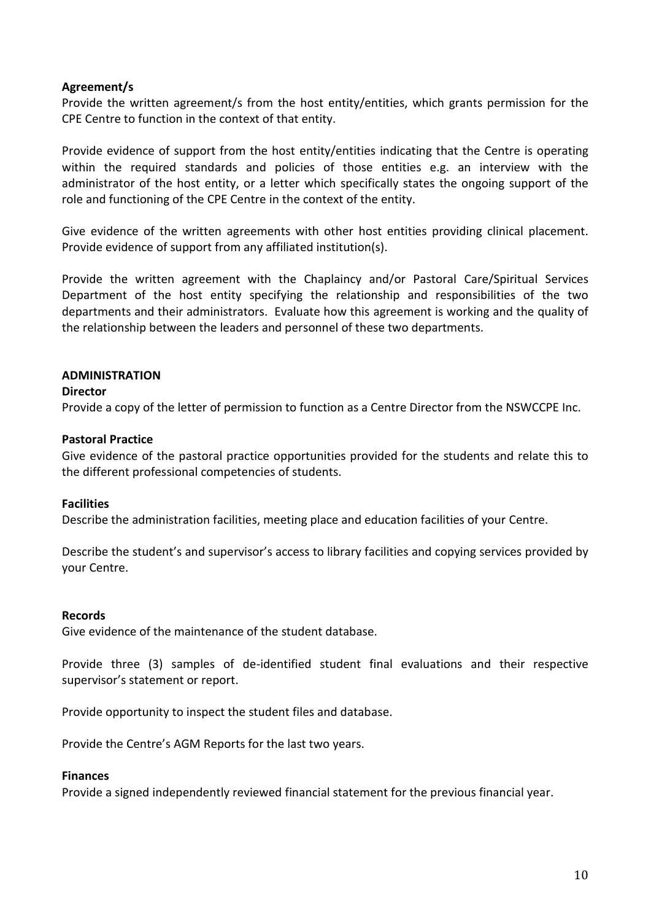**Agreement/s**

Provide the written agreement/s from the host entity/entities, which grants permission for the CPE Centre to function in the context of that entity.

Provide evidence of support from the host entity/entities indicating that the Centre is operating within the required standards and policies of those entities e.g. an interview with the administrator of the host entity, or a letter which specifically states the ongoing support of the role and functioning of the CPE Centre in the context of the entity.

Give evidence of the written agreements with other host entities providing clinical placement. Provide evidence of support from any affiliated institution(s).

Provide the written agreement with the Chaplaincy and/or Pastoral Care/Spiritual Services Department of the host entity specifying the relationship and responsibilities of the two departments and their administrators. Evaluate how this agreement is working and the quality of the relationship between the leaders and personnel of these two departments.

## ADMINISTRATION

**Director**

Provide a copy of the letter of permission to function as a Centre Director from the NSWCCPE Inc.

**Pastoral Practice**

Give evidence of the pastoral practice opportunities provided for the students and relate this to the different professional competencies of students.

**Facilities**

Describe the administration facilities, meeting place and education facilities of your Centre.

Describe the student's and supervisor's access to library facilities and copying services provided by your Centre.

**Records**

Give evidence of the maintenance of the student database.

Provide three (3) samples of de-identified student final evaluations and their respective supervisor's statement or report.

Provide opportunity to inspect the student files and database.

Provide the Centre's AGM Reports for the last two years.

**Finances**

Provide a signed independently reviewed financial statement for the previous financial year.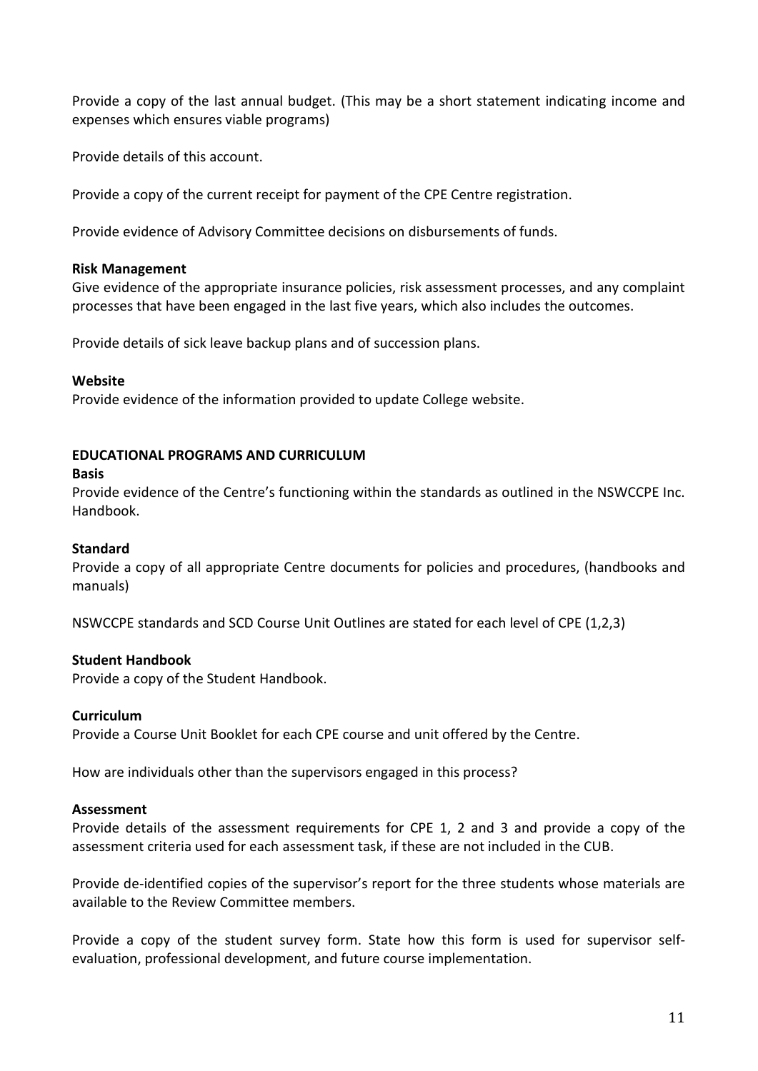Provide a copy of the last annual budget. (This may be a short statement indicating income and expenses which ensures viable programs)

Provide details of this account.

Provide a copy of the current receipt for payment of the CPE Centre registration.

Provide evidence of Advisory Committee decisions on disbursements of funds.

**Risk Management**

Give evidence of the appropriate insurance policies, risk assessment processes, and any complaint processes that have been engaged in the last five years, which also includes the outcomes.

Provide details of sick leave backup plans and of succession plans.

**Website**

Provide evidence of the information provided to update College website.

**EDUCATIONAL PROGRAMS AND CURRICULUM**

**Basis**

Provide evidence of the Centre's functioning within the standards as outlined in the NSWCCPE Inc. Handbook.

**Standard**

Provide a copy of all appropriate Centre documents for policies and procedures, (handbooks and manuals)

NSWCCPE standards and SCD Course Unit Outlines are stated for each level of CPE (1,2,3)

**Student Handbook**

Provide a copy of the Student Handbook.

**Curriculum**

Provide a Course Unit Booklet for each CPE course and unit offered by the Centre.

How are individuals other than the supervisors engaged in this process?

**Assessment**

Provide details of the assessment requirements for CPE 1, 2 and 3 and provide a copy of the assessment criteria used for each assessment task, if these are not included in the CUB.

Provide de-identified copies of the supervisor's report for the three students whose materials are available to the Review Committee members.

Provide a copy of the student survey form. State how this form is used for supervisor self-evaluation, professional development, and future course implementation.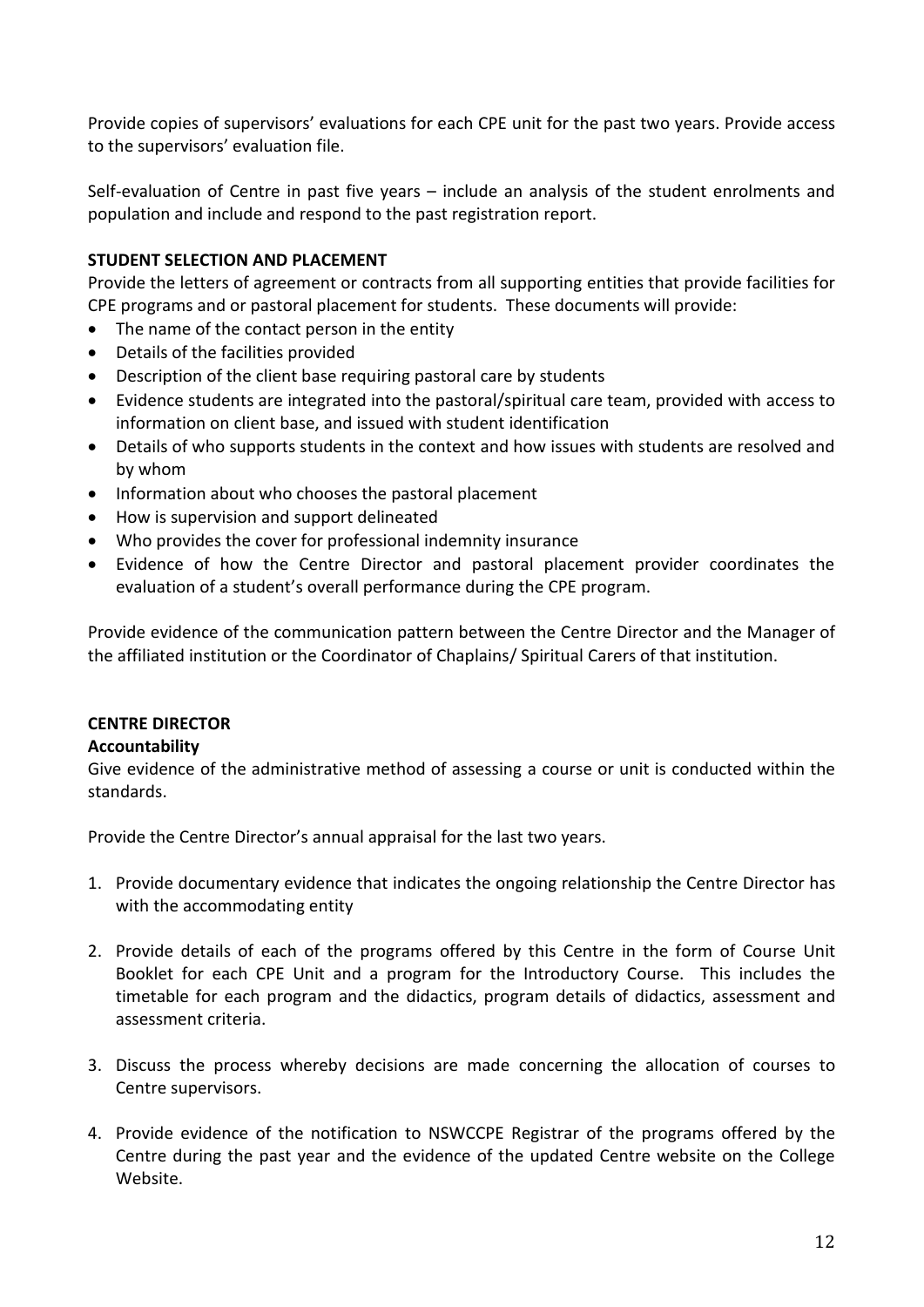Provide copies of supervisors' evaluations for each CPE unit for the past two years. Provide access to the supervisors' evaluation file.

Self-evaluation of Centre in past five years – include an analysis of the student enrolments and population and include and respond to the past registration report.

**STUDENT SELECTION AND PLACEMENT**

Provide the letters of agreement or contracts from all supporting entities that provide facilities for CPE programs and or pastoral placement for students. These documents will provide:

- The name of the contact person in the entity
- Details of the facilities provided
- Description of the client base requiring pastoral care by students
- Evidence students are integrated into the pastoral/spiritual care team, provided with access to information on client base, and issued with student identification
- Details of who supports students in the context and how issues with students are resolved and by whom
- Information about who chooses the pastoral placement
- How is supervision and support delineated
- Who provides the cover for professional indemnity insurance
- Evidence of how the Centre Director and pastoral placement provider coordinates the evaluation of a student's overall performance during the CPE program.

Provide evidence of the communication pattern between the Centre Director and the Manager of the affiliated institution or the Coordinator of Chaplains/ Spiritual Carers of that institution.

**CENTRE DIRECTOR**

**Accountability**

Give evidence of the administrative method of assessing a course or unit is conducted within the standards.

Provide the Centre Director's annual appraisal for the last two years.

1. Provide documentary evidence that indicates the ongoing relationship the Centre Director has with the accommodating entity

2. Provide details of each of the programs offered by this Centre in the form of Course Unit Booklet for each CPE Unit and a program for the Introductory Course. This includes the timetable for each program and the didactics, program details of didactics, assessment and assessment criteria.

3. Discuss the process whereby decisions are made concerning the allocation of courses to Centre supervisors.

4. Provide evidence of the notification to NSWCCPE Registrar of the programs offered by the Centre during the past year and the evidence of the updated Centre website on the College Website.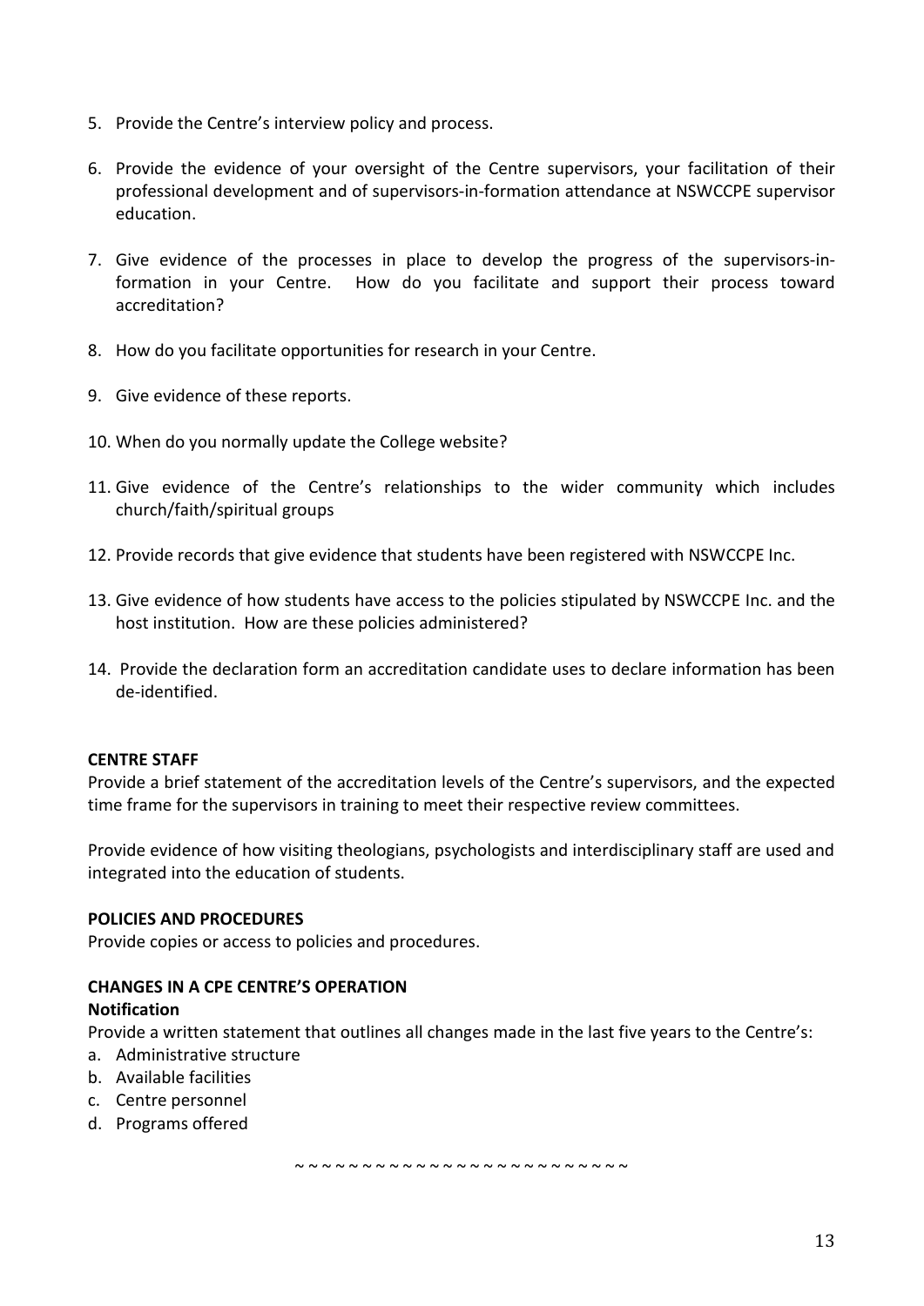5. Provide the Centre's interview policy and process.

6. Provide the evidence of your oversight of the Centre supervisors, your facilitation of their professional development and of supervisors-in-formation attendance at NSWCCPE supervisor education.

7. Give evidence of the processes in place to develop the progress of the supervisors-in-formation in your Centre. How do you facilitate and support their process toward accreditation?

8. How do you facilitate opportunities for research in your Centre.

9. Give evidence of these reports.

10. When do you normally update the College website?

11. Give evidence of the Centre's relationships to the wider community which includes church/faith/spiritual groups

12. Provide records that give evidence that students have been registered with NSWCCPE Inc.

13. Give evidence of how students have access to the policies stipulated by NSWCCPE Inc. and the host institution. How are these policies administered?

14. Provide the declaration form an accreditation candidate uses to declare information has been de-identified.

**CENTRE STAFF**

Provide a brief statement of the accreditation levels of the Centre's supervisors, and the expected time frame for the supervisors in training to meet their respective review committees.

Provide evidence of how visiting theologians, psychologists and interdisciplinary staff are used and integrated into the education of students.

**POLICIES AND PROCEDURES**

Provide copies or access to policies and procedures.

**CHANGES IN A CPE CENTRE'S OPERATION**

**Notification**

Provide a written statement that outlines all changes made in the last five years to the Centre's:

a. Administrative structure
b. Available facilities
c. Centre personnel
d. Programs offered

~ ~ ~ ~ ~ ~ ~ ~ ~ ~ ~ ~ ~ ~ ~ ~ ~ ~ ~ ~ ~ ~ ~ ~ ~ ~ ~